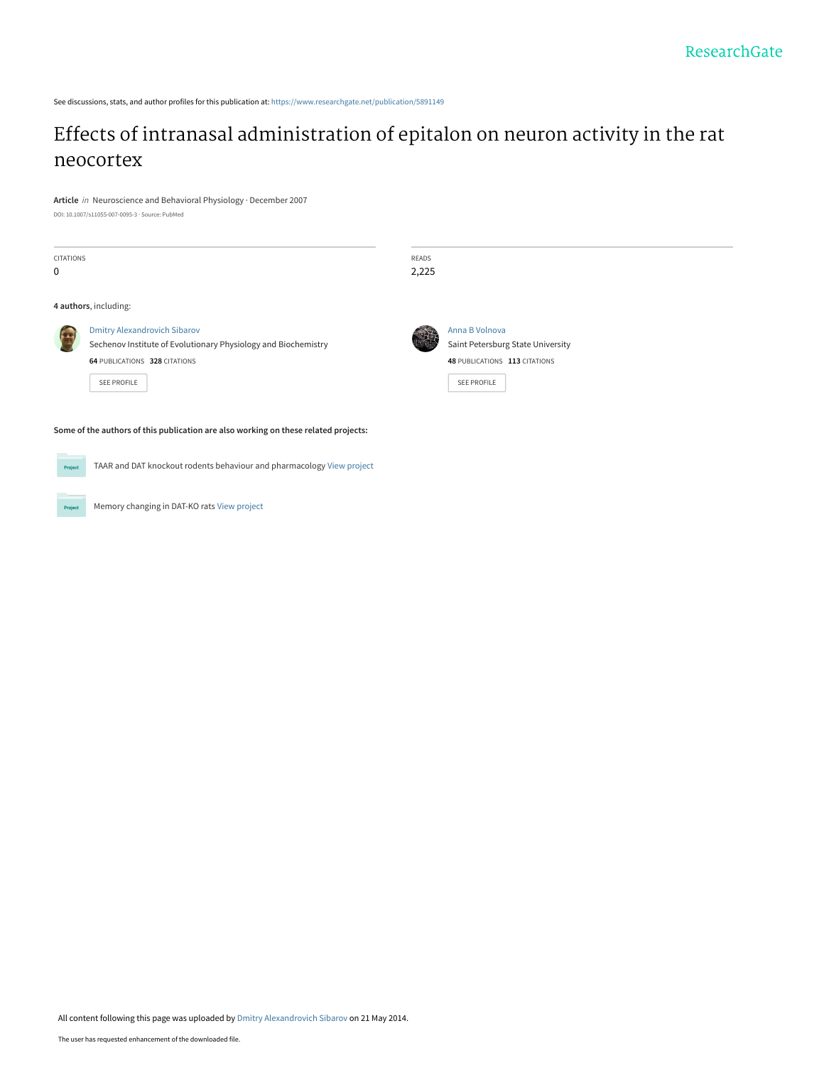See discussions, stats, and author profiles for this publication at: https://www.researchgate.net/publication/5891149

# Effects of intranasal administration of epitalon on neuron activity in the rat neocortex

**Article** *in* Neuroscience and Behavioral Physiology · December 2007

DOI: 10.1007/s11055-007-0095-3 · Source: PubMed

| CITATIONS | READS |
| --- | --- |
| 0 | 2,225 |

**4 authors**, including:

Dmitry Alexandrovich Sibarov
Sechenov Institute of Evolutionary Physiology and Biochemistry
**64** PUBLICATIONS **328** CITATIONS
SEE PROFILE

Anna B Volnova
Saint Petersburg State University
**48** PUBLICATIONS **113** CITATIONS
SEE PROFILE

**Some of the authors of this publication are also working on these related projects:**

TAAR and DAT knockout rodents behaviour and pharmacology View project

Memory changing in DAT-KO rats View project

All content following this page was uploaded by Dmitry Alexandrovich Sibarov on 21 May 2014.

The user has requested enhancement of the downloaded file.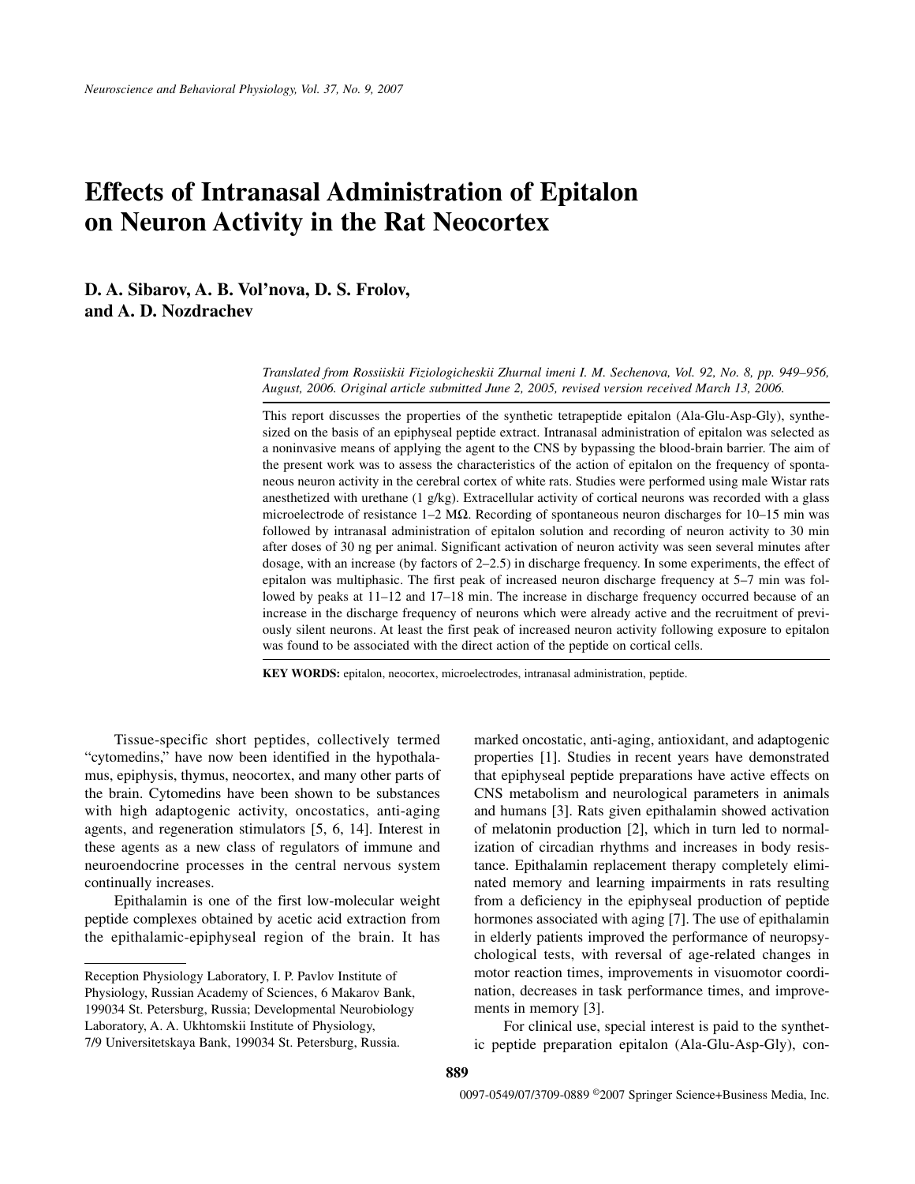# Effects of Intranasal Administration of Epitalon on Neuron Activity in the Rat Neocortex

**D. A. Sibarov, A. B. Vol'nova, D. S. Frolov, and A. D. Nozdrachev**

*Translated from Rossiiskii Fiziologicheskii Zhurnal imeni I. M. Sechenova, Vol. 92, No. 8, pp. 949–956, August, 2006. Original article submitted June 2, 2005, revised version received March 13, 2006.*

This report discusses the properties of the synthetic tetrapeptide epitalon (Ala-Glu-Asp-Gly), synthesized on the basis of an epiphyseal peptide extract. Intranasal administration of epitalon was selected as a noninvasive means of applying the agent to the CNS by bypassing the blood-brain barrier. The aim of the present work was to assess the characteristics of the action of epitalon on the frequency of spontaneous neuron activity in the cerebral cortex of white rats. Studies were performed using male Wistar rats anesthetized with urethane (1 g/kg). Extracellular activity of cortical neurons was recorded with a glass microelectrode of resistance 1–2 MΩ. Recording of spontaneous neuron discharges for 10–15 min was followed by intranasal administration of epitalon solution and recording of neuron activity to 30 min after doses of 30 ng per animal. Significant activation of neuron activity was seen several minutes after dosage, with an increase (by factors of 2–2.5) in discharge frequency. In some experiments, the effect of epitalon was multiphasic. The first peak of increased neuron discharge frequency at 5–7 min was followed by peaks at 11–12 and 17–18 min. The increase in discharge frequency occurred because of an increase in the discharge frequency of neurons which were already active and the recruitment of previously silent neurons. At least the first peak of increased neuron activity following exposure to epitalon was found to be associated with the direct action of the peptide on cortical cells.

**KEY WORDS:** epitalon, neocortex, microelectrodes, intranasal administration, peptide.

Tissue-specific short peptides, collectively termed "cytomedins," have now been identified in the hypothalamus, epiphysis, thymus, neocortex, and many other parts of the brain. Cytomedins have been shown to be substances with high adaptogenic activity, oncostatics, anti-aging agents, and regeneration stimulators [5, 6, 14]. Interest in these agents as a new class of regulators of immune and neuroendocrine processes in the central nervous system continually increases.

Epithalamin is one of the first low-molecular weight peptide complexes obtained by acetic acid extraction from the epithalamic-epiphyseal region of the brain. It has marked oncostatic, anti-aging, antioxidant, and adaptogenic properties [1]. Studies in recent years have demonstrated that epiphyseal peptide preparations have active effects on CNS metabolism and neurological parameters in animals and humans [3]. Rats given epithalamin showed activation of melatonin production [2], which in turn led to normalization of circadian rhythms and increases in body resistance. Epithalamin replacement therapy completely eliminated memory and learning impairments in rats resulting from a deficiency in the epiphyseal production of peptide hormones associated with aging [7]. The use of epithalamin in elderly patients improved the performance of neuropsychological tests, with reversal of age-related changes in motor reaction times, improvements in visuomotor coordination, decreases in task performance times, and improvements in memory [3].

For clinical use, special interest is paid to the synthetic peptide preparation epitalon (Ala-Glu-Asp-Gly), con-

Reception Physiology Laboratory, I. P. Pavlov Institute of Physiology, Russian Academy of Sciences, 6 Makarov Bank, 199034 St. Petersburg, Russia; Developmental Neurobiology Laboratory, A. A. Ukhtomskii Institute of Physiology, 7/9 Universitetskaya Bank, 199034 St. Petersburg, Russia.

0097-0549/07/3709-0889 ©2007 Springer Science+Business Media, Inc.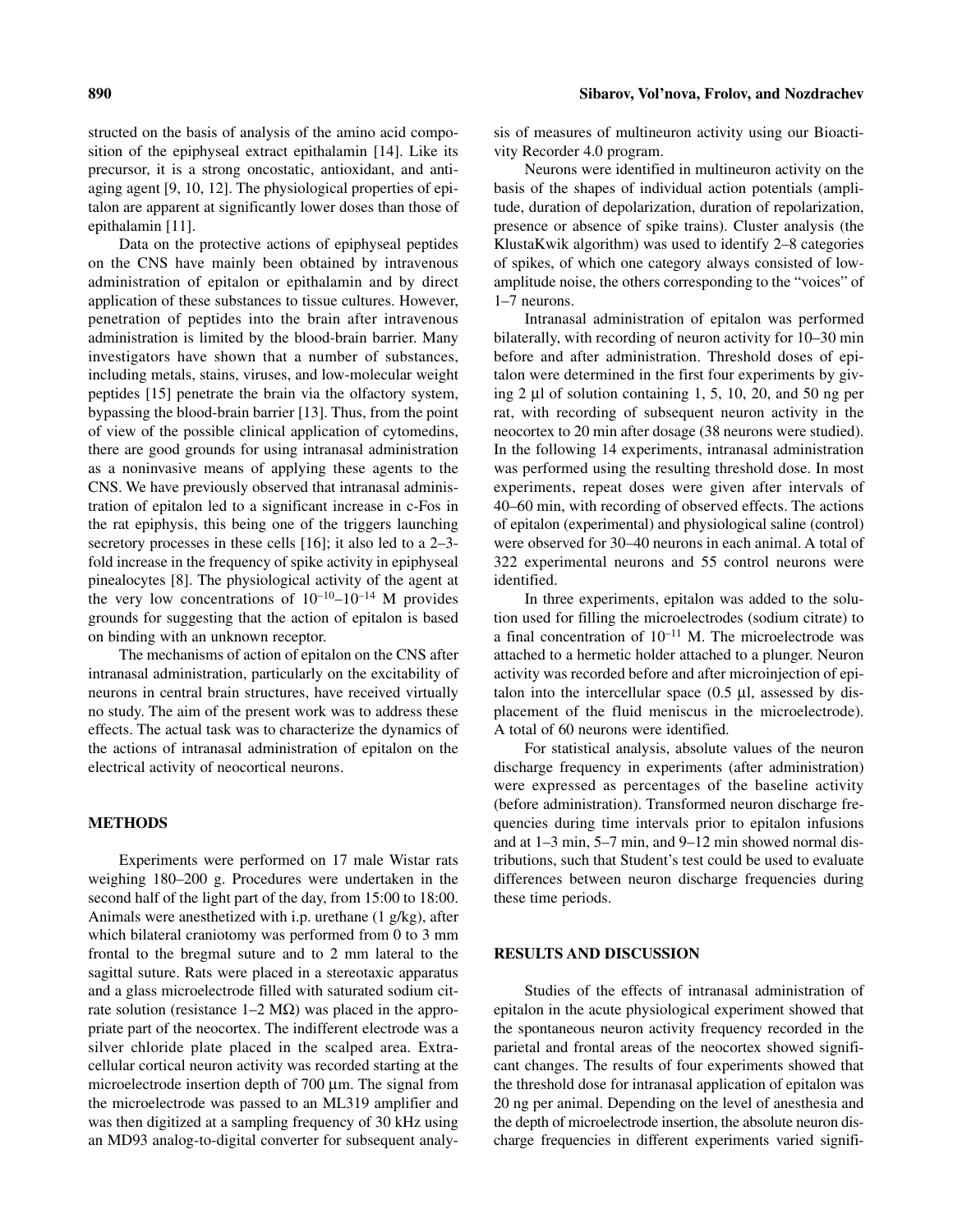structed on the basis of analysis of the amino acid composition of the epiphyseal extract epithalamin [14]. Like its precursor, it is a strong oncostatic, antioxidant, and antiaging agent [9, 10, 12]. The physiological properties of epitalon are apparent at significantly lower doses than those of epithalamin [11].

Data on the protective actions of epiphyseal peptides on the CNS have mainly been obtained by intravenous administration of epitalon or epithalamin and by direct application of these substances to tissue cultures. However, penetration of peptides into the brain after intravenous administration is limited by the blood-brain barrier. Many investigators have shown that a number of substances, including metals, stains, viruses, and low-molecular weight peptides [15] penetrate the brain via the olfactory system, bypassing the blood-brain barrier [13]. Thus, from the point of view of the possible clinical application of cytomedins, there are good grounds for using intranasal administration as a noninvasive means of applying these agents to the CNS. We have previously observed that intranasal administration of epitalon led to a significant increase in c-Fos in the rat epiphysis, this being one of the triggers launching secretory processes in these cells [16]; it also led to a 2–3-fold increase in the frequency of spike activity in epiphyseal pinealocytes [8]. The physiological activity of the agent at the very low concentrations of $10^{-10}$–$10^{-14}$ M provides grounds for suggesting that the action of epitalon is based on binding with an unknown receptor.

The mechanisms of action of epitalon on the CNS after intranasal administration, particularly on the excitability of neurons in central brain structures, have received virtually no study. The aim of the present work was to address these effects. The actual task was to characterize the dynamics of the actions of intranasal administration of epitalon on the electrical activity of neocortical neurons.

## METHODS

Experiments were performed on 17 male Wistar rats weighing 180–200 g. Procedures were undertaken in the second half of the light part of the day, from 15:00 to 18:00. Animals were anesthetized with i.p. urethane (1 g/kg), after which bilateral craniotomy was performed from 0 to 3 mm frontal to the bregmal suture and to 2 mm lateral to the sagittal suture. Rats were placed in a stereotaxic apparatus and a glass microelectrode filled with saturated sodium citrate solution (resistance 1–2 MΩ) was placed in the appropriate part of the neocortex. The indifferent electrode was a silver chloride plate placed in the scalped area. Extracellular cortical neuron activity was recorded starting at the microelectrode insertion depth of 700 μm. The signal from the microelectrode was passed to an ML319 amplifier and was then digitized at a sampling frequency of 30 kHz using an MD93 analog-to-digital converter for subsequent analysis of measures of multineuron activity using our Bioactivity Recorder 4.0 program.

Neurons were identified in multineuron activity on the basis of the shapes of individual action potentials (amplitude, duration of depolarization, duration of repolarization, presence or absence of spike trains). Cluster analysis (the KlustaKwik algorithm) was used to identify 2–8 categories of spikes, of which one category always consisted of low-amplitude noise, the others corresponding to the "voices" of 1–7 neurons.

Intranasal administration of epitalon was performed bilaterally, with recording of neuron activity for 10–30 min before and after administration. Threshold doses of epitalon were determined in the first four experiments by giving 2 μl of solution containing 1, 5, 10, 20, and 50 ng per rat, with recording of subsequent neuron activity in the neocortex to 20 min after dosage (38 neurons were studied). In the following 14 experiments, intranasal administration was performed using the resulting threshold dose. In most experiments, repeat doses were given after intervals of 40–60 min, with recording of observed effects. The actions of epitalon (experimental) and physiological saline (control) were observed for 30–40 neurons in each animal. A total of 322 experimental neurons and 55 control neurons were identified.

In three experiments, epitalon was added to the solution used for filling the microelectrodes (sodium citrate) to a final concentration of $10^{-11}$ M. The microelectrode was attached to a hermetic holder attached to a plunger. Neuron activity was recorded before and after microinjection of epitalon into the intercellular space (0.5 μl, assessed by displacement of the fluid meniscus in the microelectrode). A total of 60 neurons were identified.

For statistical analysis, absolute values of the neuron discharge frequency in experiments (after administration) were expressed as percentages of the baseline activity (before administration). Transformed neuron discharge frequencies during time intervals prior to epitalon infusions and at 1–3 min, 5–7 min, and 9–12 min showed normal distributions, such that Student's test could be used to evaluate differences between neuron discharge frequencies during these time periods.

## RESULTS AND DISCUSSION

Studies of the effects of intranasal administration of epitalon in the acute physiological experiment showed that the spontaneous neuron activity frequency recorded in the parietal and frontal areas of the neocortex showed significant changes. The results of four experiments showed that the threshold dose for intranasal application of epitalon was 20 ng per animal. Depending on the level of anesthesia and the depth of microelectrode insertion, the absolute neuron discharge frequencies in different experiments varied signifi-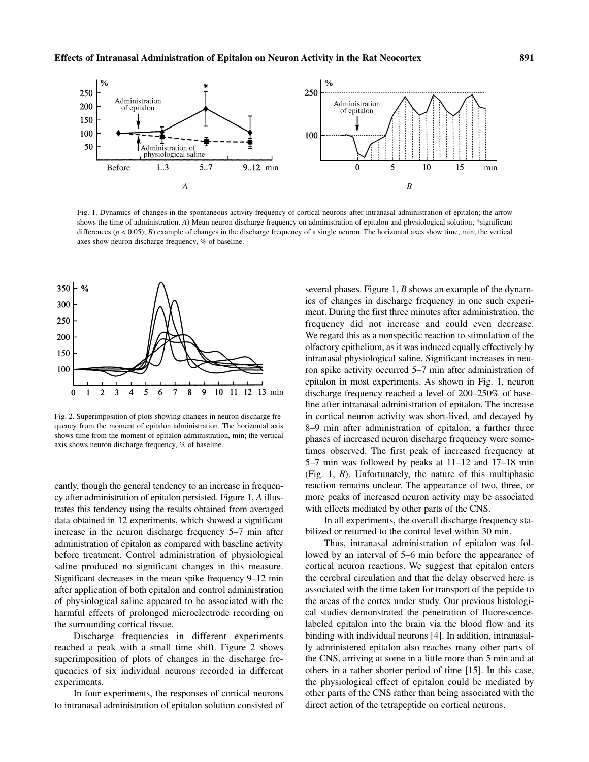Fig. 1. Dynamics of changes in the spontaneous activity frequency of cortical neurons after intranasal administration of epitalon; the arrow shows the time of administration. *A*) Mean neuron discharge frequency on administration of epitalon and physiological solution; *significant differences ($p < 0.05$); *B*) example of changes in the discharge frequency of a single neuron. The horizontal axes show time, min; the vertical axes show neuron discharge frequency, % of baseline.

Fig. 2. Superimposition of plots showing changes in neuron discharge frequency from the moment of epitalon administration. The horizontal axis shows time from the moment of epitalon administration, min; the vertical axis shows neuron discharge frequency, % of baseline.

cantly, though the general tendency to an increase in frequency after administration of epitalon persisted. Figure 1, *A* illustrates this tendency using the results obtained from averaged data obtained in 12 experiments, which showed a significant increase in the neuron discharge frequency 5–7 min after administration of epitalon as compared with baseline activity before treatment. Control administration of physiological saline produced no significant changes in this measure. Significant decreases in the mean spike frequency 9–12 min after application of both epitalon and control administration of physiological saline appeared to be associated with the harmful effects of prolonged microelectrode recording on the surrounding cortical tissue.

Discharge frequencies in different experiments reached a peak with a small time shift. Figure 2 shows superimposition of plots of changes in the discharge frequencies of six individual neurons recorded in different experiments.

In four experiments, the responses of cortical neurons to intranasal administration of epitalon solution consisted of several phases. Figure 1, *B* shows an example of the dynamics of changes in discharge frequency in one such experiment. During the first three minutes after administration, the frequency did not increase and could even decrease. We regard this as a nonspecific reaction to stimulation of the olfactory epithelium, as it was induced equally effectively by intranasal physiological saline. Significant increases in neuron spike activity occurred 5–7 min after administration of epitalon in most experiments. As shown in Fig. 1, neuron discharge frequency reached a level of 200–250% of baseline after intranasal administration of epitalon. The increase in cortical neuron activity was short-lived, and decayed by 8–9 min after administration of epitalon; a further three phases of increased neuron discharge frequency were sometimes observed. The first peak of increased frequency at 5–7 min was followed by peaks at 11–12 and 17–18 min (Fig. 1, *B*). Unfortunately, the nature of this multiphasic reaction remains unclear. The appearance of two, three, or more peaks of increased neuron activity may be associated with effects mediated by other parts of the CNS.

In all experiments, the overall discharge frequency stabilized or returned to the control level within 30 min.

Thus, intranasal administration of epitalon was followed by an interval of 5–6 min before the appearance of cortical neuron reactions. We suggest that epitalon enters the cerebral circulation and that the delay observed here is associated with the time taken for transport of the peptide to the areas of the cortex under study. Our previous histological studies demonstrated the penetration of fluorescence-labeled epitalon into the brain via the blood flow and its binding with individual neurons [4]. In addition, intranasally administered epitalon also reaches many other parts of the CNS, arriving at some in a little more than 5 min and at others in a rather shorter period of time [15]. In this case, the physiological effect of epitalon could be mediated by other parts of the CNS rather than being associated with the direct action of the tetrapeptide on cortical neurons.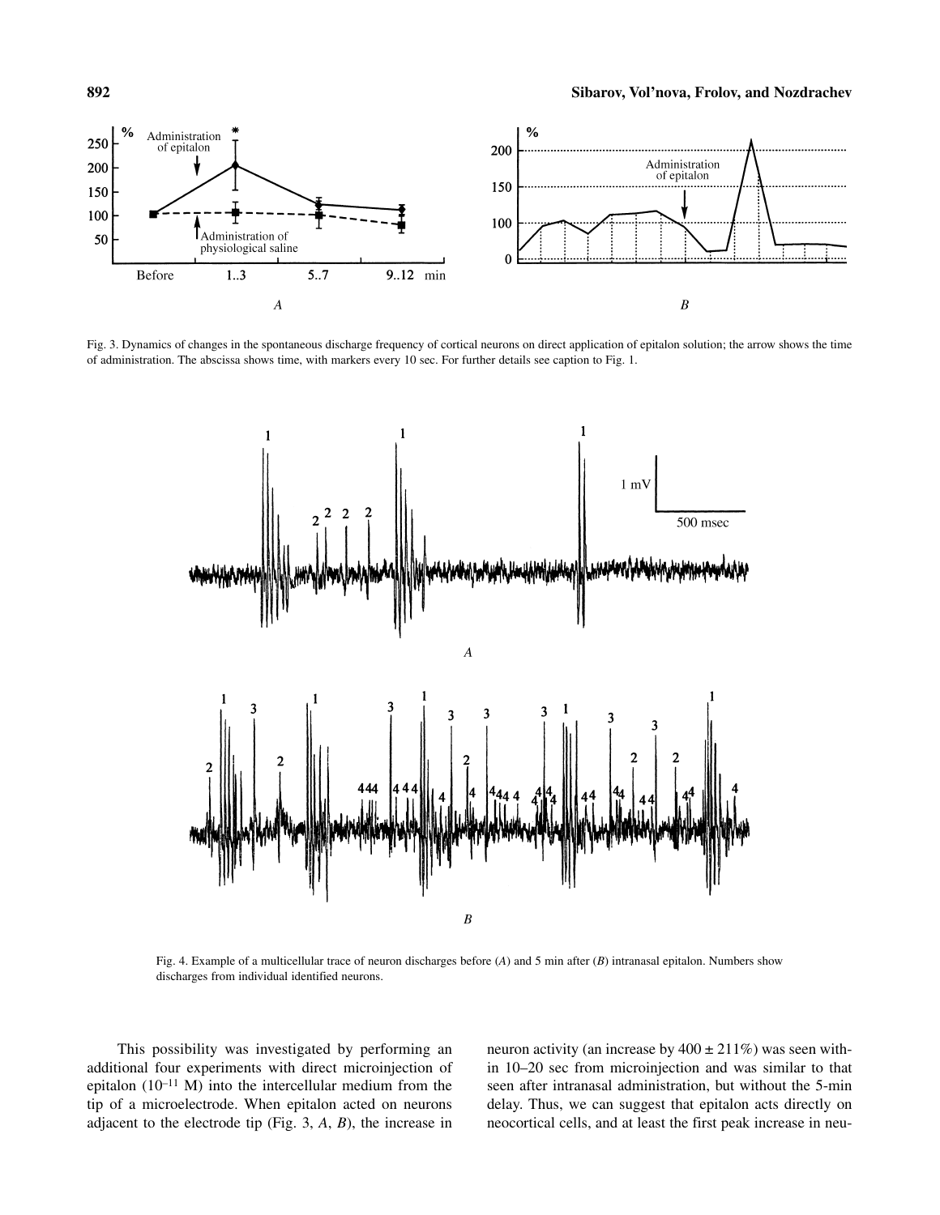Fig. 3. Dynamics of changes in the spontaneous discharge frequency of cortical neurons on direct application of epitalon solution; the arrow shows the time of administration. The abscissa shows time, with markers every 10 sec. For further details see caption to Fig. 1.

Fig. 4. Example of a multicellular trace of neuron discharges before (*A*) and 5 min after (*B*) intranasal epitalon. Numbers show discharges from individual identified neurons.

This possibility was investigated by performing an additional four experiments with direct microinjection of epitalon ($10^{-11}$ M) into the intercellular medium from the tip of a microelectrode. When epitalon acted on neurons adjacent to the electrode tip (Fig. 3, *A*, *B*), the increase in neuron activity (an increase by $400 \pm 211\%$) was seen within 10–20 sec from microinjection and was similar to that seen after intranasal administration, but without the 5-min delay. Thus, we can suggest that epitalon acts directly on neocortical cells, and at least the first peak increase in neu-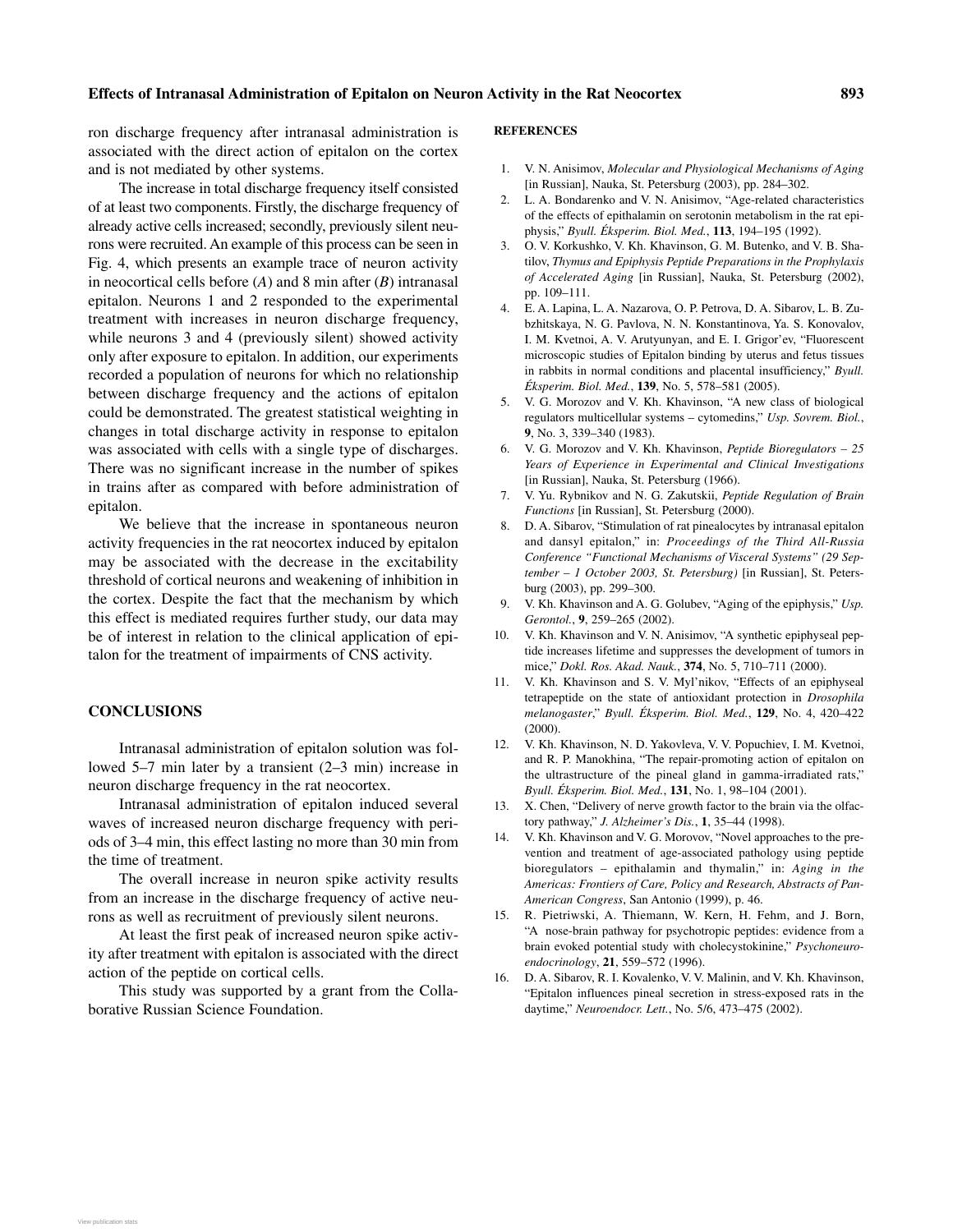ron discharge frequency after intranasal administration is associated with the direct action of epitalon on the cortex and is not mediated by other systems.

The increase in total discharge frequency itself consisted of at least two components. Firstly, the discharge frequency of already active cells increased; secondly, previously silent neurons were recruited. An example of this process can be seen in Fig. 4, which presents an example trace of neuron activity in neocortical cells before (*A*) and 8 min after (*B*) intranasal epitalon. Neurons 1 and 2 responded to the experimental treatment with increases in neuron discharge frequency, while neurons 3 and 4 (previously silent) showed activity only after exposure to epitalon. In addition, our experiments recorded a population of neurons for which no relationship between discharge frequency and the actions of epitalon could be demonstrated. The greatest statistical weighting in changes in total discharge activity in response to epitalon was associated with cells with a single type of discharges. There was no significant increase in the number of spikes in trains after as compared with before administration of epitalon.

We believe that the increase in spontaneous neuron activity frequencies in the rat neocortex induced by epitalon may be associated with the decrease in the excitability threshold of cortical neurons and weakening of inhibition in the cortex. Despite the fact that the mechanism by which this effect is mediated requires further study, our data may be of interest in relation to the clinical application of epitalon for the treatment of impairments of CNS activity.

## CONCLUSIONS

Intranasal administration of epitalon solution was followed 5–7 min later by a transient (2–3 min) increase in neuron discharge frequency in the rat neocortex.

Intranasal administration of epitalon induced several waves of increased neuron discharge frequency with periods of 3–4 min, this effect lasting no more than 30 min from the time of treatment.

The overall increase in neuron spike activity results from an increase in the discharge frequency of active neurons as well as recruitment of previously silent neurons.

At least the first peak of increased neuron spike activity after treatment with epitalon is associated with the direct action of the peptide on cortical cells.

This study was supported by a grant from the Collaborative Russian Science Foundation.

## REFERENCES

1. V. N. Anisimov, *Molecular and Physiological Mechanisms of Aging* [in Russian], Nauka, St. Petersburg (2003), pp. 284–302.
2. L. A. Bondarenko and V. N. Anisimov, "Age-related characteristics of the effects of epithalamin on serotonin metabolism in the rat epiphysis," *Byull. Éksperim. Biol. Med.*, **113**, 194–195 (1992).
3. O. V. Korkushko, V. Kh. Khavinson, G. M. Butenko, and V. B. Shatilov, *Thymus and Epiphysis Peptide Preparations in the Prophylaxis of Accelerated Aging* [in Russian], Nauka, St. Petersburg (2002), pp. 109–111.
4. E. A. Lapina, L. A. Nazarova, O. P. Petrova, D. A. Sibarov, L. B. Zubzhitskaya, N. G. Pavlova, N. N. Konstantinova, Ya. S. Konovalov, I. M. Kvetnoi, A. V. Arutyunyan, and E. I. Grigor'ev, "Fluorescent microscopic studies of Epitalon binding by uterus and fetus tissues in rabbits in normal conditions and placental insufficiency," *Byull. Éksperim. Biol. Med.*, **139**, No. 5, 578–581 (2005).
5. V. G. Morozov and V. Kh. Khavinson, "A new class of biological regulators multicellular systems – cytomedins," *Usp. Sovrem. Biol.*, **9**, No. 3, 339–340 (1983).
6. V. G. Morozov and V. Kh. Khavinson, *Peptide Bioregulators – 25 Years of Experience in Experimental and Clinical Investigations* [in Russian], Nauka, St. Petersburg (1966).
7. V. Yu. Rybnikov and N. G. Zakutskii, *Peptide Regulation of Brain Functions* [in Russian], St. Petersburg (2000).
8. D. A. Sibarov, "Stimulation of rat pinealocytes by intranasal epitalon and dansyl epitalon," in: *Proceedings of the Third All-Russia Conference "Functional Mechanisms of Visceral Systems" (29 September – 1 October 2003, St. Petersburg)* [in Russian], St. Petersburg (2003), pp. 299–300.
9. V. Kh. Khavinson and A. G. Golubev, "Aging of the epiphysis," *Usp. Gerontol.*, **9**, 259–265 (2002).
10. V. Kh. Khavinson and V. N. Anisimov, "A synthetic epiphyseal peptide increases lifetime and suppresses the development of tumors in mice," *Dokl. Ros. Akad. Nauk.*, **374**, No. 5, 710–711 (2000).
11. V. Kh. Khavinson and S. V. Myl'nikov, "Effects of an epiphyseal tetrapeptide on the state of antioxidant protection in *Drosophila melanogaster*," *Byull. Éksperim. Biol. Med.*, **129**, No. 4, 420–422 (2000).
12. V. Kh. Khavinson, N. D. Yakovleva, V. V. Popuchiev, I. M. Kvetnoi, and R. P. Manokhina, "The repair-promoting action of epitalon on the ultrastructure of the pineal gland in gamma-irradiated rats," *Byull. Éksperim. Biol. Med.*, **131**, No. 1, 98–104 (2001).
13. X. Chen, "Delivery of nerve growth factor to the brain via the olfactory pathway," *J. Alzheimer's Dis.*, **1**, 35–44 (1998).
14. V. Kh. Khavinson and V. G. Morovov, "Novel approaches to the prevention and treatment of age-associated pathology using peptide bioregulators – epithalamin and thymalin," in: *Aging in the Americas: Frontiers of Care, Policy and Research, Abstracts of Pan-American Congress*, San Antonio (1999), p. 46.
15. R. Pietriwski, A. Thiemann, W. Kern, H. Fehm, and J. Born, "A nose-brain pathway for psychotropic peptides: evidence from a brain evoked potential study with cholecystokinine," *Psychoneuroendocrinology*, **21**, 559–572 (1996).
16. D. A. Sibarov, R. I. Kovalenko, V. V. Malinin, and V. Kh. Khavinson, "Epitalon influences pineal secretion in stress-exposed rats in the daytime," *Neuroendocr. Lett.*, No. 5/6, 473–475 (2002).